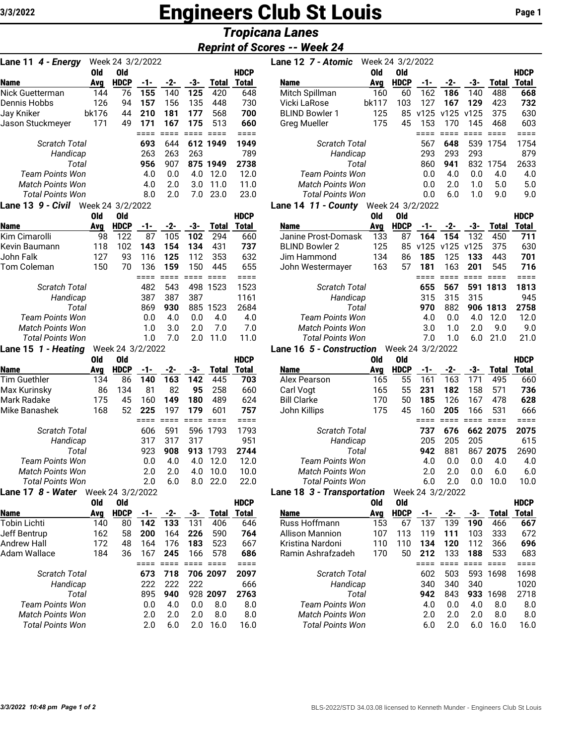# Engineers Club St Louis

## Tropicana Lanes

### Reprint of Scores -- Week 24

**Lane 11 4 - Energy** Week 24 3/2/2022

| Name | Old Avg | Old HDCP | -1- | -2- | -3- | Total | HDCP Total |
|---|---|---|---|---|---|---|---|
| Nick Guetterman | 144 | 76 | **155** | 140 | **125** | 420 | 648 |
| Dennis Hobbs | 126 | 94 | **157** | 156 | 135 | 448 | 730 |
| Jay Kniker | bk176 | 44 | **210** | **181** | **177** | 568 | **700** |
| Jason Stuckmeyer | 171 | 49 | **171** | **167** | **175** | 513 | **660** |
| *Scratch Total* | | | **693** | 644 | **612** | **1949** | **1949** |
| *Handicap* | | | 263 | 263 | 263 | | 789 |
| *Total* | | | **956** | 907 | **875** | **1949** | **2738** |
| *Team Points Won* | | | 4.0 | 0.0 | 4.0 | 12.0 | 12.0 |
| *Match Points Won* | | | 4.0 | 2.0 | 3.0 | 11.0 | 11.0 |
| *Total Points Won* | | | 8.0 | 2.0 | 7.0 | 23.0 | 23.0 |

**Lane 12 7 - Atomic** Week 24 3/2/2022

| Name | Old Avg | Old HDCP | -1- | -2- | -3- | Total | HDCP Total |
|---|---|---|---|---|---|---|---|
| Mitch Spillman | 160 | 60 | 162 | **186** | 140 | 488 | **668** |
| Vicki LaRose | bk117 | 103 | 127 | **167** | **129** | 423 | **732** |
| BLIND Bowler 1 | 125 | 85 | v125 | v125 | v125 | 375 | 630 |
| Greg Mueller | 175 | 45 | 153 | 170 | 145 | 468 | 603 |
| *Scratch Total* | | | 567 | **648** | 539 | 1754 | 1754 |
| *Handicap* | | | 293 | 293 | 293 | | 879 |
| *Total* | | | 860 | **941** | 832 | 1754 | 2633 |
| *Team Points Won* | | | 0.0 | 4.0 | 0.0 | 4.0 | 4.0 |
| *Match Points Won* | | | 0.0 | 2.0 | 1.0 | 5.0 | 5.0 |
| *Total Points Won* | | | 0.0 | 6.0 | 1.0 | 9.0 | 9.0 |

**Lane 13 9 - Civil** Week 24 3/2/2022

| Name | Old Avg | Old HDCP | -1- | -2- | -3- | Total | HDCP Total |
|---|---|---|---|---|---|---|---|
| Kim Cimarolli | 98 | 122 | 87 | 105 | **102** | 294 | 660 |
| Kevin Baumann | 118 | 102 | **143** | **154** | **134** | 431 | **737** |
| John Falk | 127 | 93 | 116 | **125** | 112 | 353 | 632 |
| Tom Coleman | 150 | 70 | 136 | **159** | 150 | 445 | 655 |
| *Scratch Total* | | | 482 | 543 | 498 | 1523 | 1523 |
| *Handicap* | | | 387 | 387 | 387 | | 1161 |
| *Total* | | | 869 | **930** | 885 | 1523 | 2684 |
| *Team Points Won* | | | 0.0 | 4.0 | 0.0 | 4.0 | 4.0 |
| *Match Points Won* | | | 1.0 | 3.0 | 2.0 | 7.0 | 7.0 |
| *Total Points Won* | | | 1.0 | 7.0 | 2.0 | 11.0 | 11.0 |

**Lane 14 11 - County** Week 24 3/2/2022

| Name | Old Avg | Old HDCP | -1- | -2- | -3- | Total | HDCP Total |
|---|---|---|---|---|---|---|---|
| Janine Prost-Domask | 133 | 87 | **164** | **154** | 132 | 450 | **711** |
| BLIND Bowler 2 | 125 | 85 | v125 | v125 | v125 | 375 | 630 |
| Jim Hammond | 134 | 86 | **185** | 125 | **133** | 443 | **701** |
| John Westermayer | 163 | 57 | **181** | 163 | **201** | 545 | **716** |
| *Scratch Total* | | | **655** | 567 | **591** | **1813** | **1813** |
| *Handicap* | | | 315 | 315 | 315 | | 945 |
| *Total* | | | **970** | 882 | **906** | **1813** | **2758** |
| *Team Points Won* | | | 4.0 | 0.0 | 4.0 | 12.0 | 12.0 |
| *Match Points Won* | | | 3.0 | 1.0 | 2.0 | 9.0 | 9.0 |
| *Total Points Won* | | | 7.0 | 1.0 | 6.0 | 21.0 | 21.0 |

**Lane 15 1 - Heating** Week 24 3/2/2022

| Name | Old Avg | Old HDCP | -1- | -2- | -3- | Total | HDCP Total |
|---|---|---|---|---|---|---|---|
| Tim Guethler | 134 | 86 | **140** | **163** | **142** | 445 | **703** |
| Max Kurinsky | 86 | 134 | 81 | 82 | **95** | 258 | 660 |
| Mark Radake | 175 | 45 | 160 | **149** | **180** | 489 | 624 |
| Mike Banashek | 168 | 52 | **225** | 197 | **179** | 601 | **757** |
| *Scratch Total* | | | 606 | 591 | 596 | 1793 | 1793 |
| *Handicap* | | | 317 | 317 | 317 | | 951 |
| *Total* | | | 923 | **908** | **913** | 1793 | **2744** |
| *Team Points Won* | | | 0.0 | 4.0 | 4.0 | 12.0 | 12.0 |
| *Match Points Won* | | | 2.0 | 2.0 | 4.0 | 10.0 | 10.0 |
| *Total Points Won* | | | 2.0 | 6.0 | 8.0 | 22.0 | 22.0 |

**Lane 16 5 - Construction** Week 24 3/2/2022

| Name | Old Avg | Old HDCP | -1- | -2- | -3- | Total | HDCP Total |
|---|---|---|---|---|---|---|---|
| Alex Pearson | 165 | 55 | 161 | 163 | 171 | 495 | 660 |
| Carl Vogt | 165 | 55 | **231** | **182** | 158 | 571 | **736** |
| Bill Clarke | 170 | 50 | **185** | 126 | 167 | 478 | **628** |
| John Killips | 175 | 45 | 160 | **205** | 166 | 531 | 666 |
| *Scratch Total* | | | **737** | **676** | **662** | **2075** | **2075** |
| *Handicap* | | | 205 | 205 | 205 | | 615 |
| *Total* | | | **942** | 881 | 867 | **2075** | 2690 |
| *Team Points Won* | | | 4.0 | 0.0 | 0.0 | 4.0 | 4.0 |
| *Match Points Won* | | | 2.0 | 2.0 | 0.0 | 6.0 | 6.0 |
| *Total Points Won* | | | 6.0 | 2.0 | 0.0 | 10.0 | 10.0 |

**Lane 17 8 - Water** Week 24 3/2/2022

| Name | Old Avg | Old HDCP | -1- | -2- | -3- | Total | HDCP Total |
|---|---|---|---|---|---|---|---|
| Tobin Lichti | 140 | 80 | **142** | **133** | 131 | 406 | 646 |
| Jeff Bentrup | 162 | 58 | **200** | 164 | **226** | 590 | **764** |
| Andrew Hall | 172 | 48 | 164 | 176 | **183** | 523 | 667 |
| Adam Wallace | 184 | 36 | 167 | **245** | 166 | 578 | **686** |
| *Scratch Total* | | | **673** | **718** | **706** | **2097** | **2097** |
| *Handicap* | | | 222 | 222 | 222 | | 666 |
| *Total* | | | 895 | **940** | 928 | **2097** | **2763** |
| *Team Points Won* | | | 0.0 | 4.0 | 0.0 | 8.0 | 8.0 |
| *Match Points Won* | | | 2.0 | 2.0 | 2.0 | 8.0 | 8.0 |
| *Total Points Won* | | | 2.0 | 6.0 | 2.0 | 16.0 | 16.0 |

**Lane 18 3 - Transportation** Week 24 3/2/2022

| Name | Old Avg | Old HDCP | -1- | -2- | -3- | Total | HDCP Total |
|---|---|---|---|---|---|---|---|
| Russ Hoffmann | 153 | 67 | 137 | 139 | **190** | 466 | **667** |
| Allison Mannion | 107 | 113 | 119 | **111** | 103 | 333 | 672 |
| Kristina Nardoni | 110 | 110 | **134** | **120** | 112 | 366 | **696** |
| Ramin Ashrafzadeh | 170 | 50 | **212** | 133 | **188** | 533 | 683 |
| *Scratch Total* | | | 602 | 503 | 593 | 1698 | 1698 |
| *Handicap* | | | 340 | 340 | 340 | | 1020 |
| *Total* | | | **942** | 843 | **933** | 1698 | 2718 |
| *Team Points Won* | | | 4.0 | 0.0 | 4.0 | 8.0 | 8.0 |
| *Match Points Won* | | | 2.0 | 2.0 | 2.0 | 8.0 | 8.0 |
| *Total Points Won* | | | 6.0 | 2.0 | 6.0 | 16.0 | 16.0 |

BLS-2022/STD 34.03.08 licensed to Kenneth Munder - Engineers Club St Louis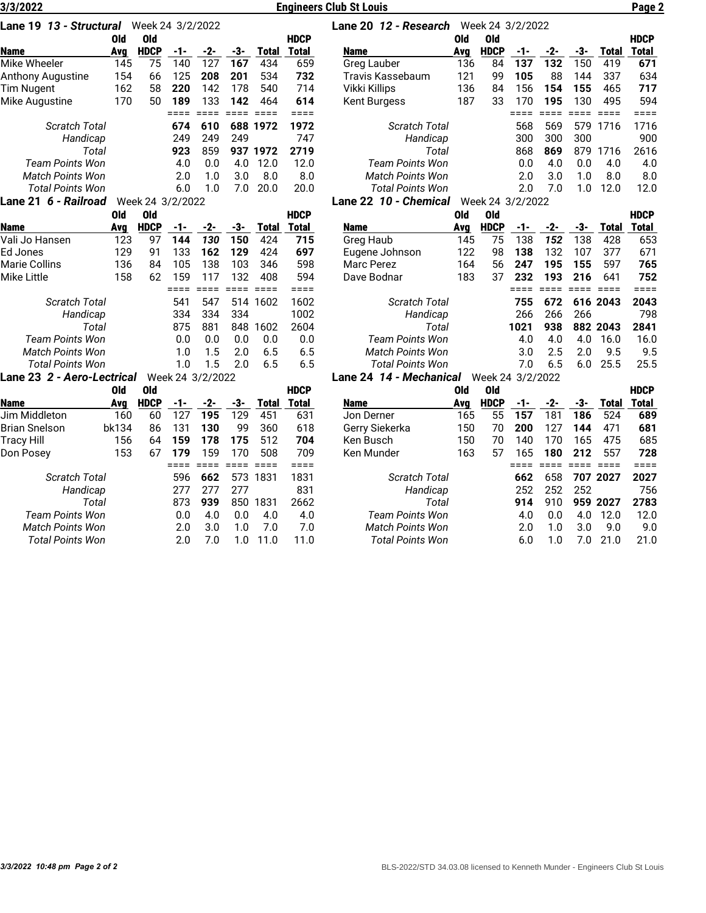# Engineers Club St Louis

### Lane 19 *13 - Structural* Week 24 3/2/2022

| Name | Old Avg | Old HDCP | -1- | -2- | -3- | Total | HDCP Total |
|---|---|---|---|---|---|---|---|
| Mike Wheeler | 145 | 75 | 140 | 127 | **167** | 434 | 659 |
| Anthony Augustine | 154 | 66 | 125 | **208** | **201** | 534 | **732** |
| Tim Nugent | 162 | 58 | **220** | 142 | 178 | 540 | 714 |
| Mike Augustine | 170 | 50 | **189** | 133 | **142** | 464 | **614** |
| | | | ==== | ==== | ==== | ==== | ==== |
| *Scratch Total* | | | **674** | **610** | **688** | **1972** | **1972** |
| *Handicap* | | | 249 | 249 | 249 | | 747 |
| *Total* | | | **923** | 859 | **937** | **1972** | **2719** |
| *Team Points Won* | | | 4.0 | 0.0 | 4.0 | 12.0 | 12.0 |
| *Match Points Won* | | | 2.0 | 1.0 | 3.0 | 8.0 | 8.0 |
| *Total Points Won* | | | 6.0 | 1.0 | 7.0 | 20.0 | 20.0 |

### Lane 20 *12 - Research* Week 24 3/2/2022

| Name | Old Avg | Old HDCP | -1- | -2- | -3- | Total | HDCP Total |
|---|---|---|---|---|---|---|---|
| Greg Lauber | 136 | 84 | **137** | **132** | 150 | 419 | **671** |
| Travis Kassebaum | 121 | 99 | **105** | 88 | 144 | 337 | 634 |
| Vikki Killips | 136 | 84 | 156 | **154** | **155** | 465 | **717** |
| Kent Burgess | 187 | 33 | 170 | **195** | 130 | 495 | 594 |
| | | | ==== | ==== | ==== | ==== | ==== |
| *Scratch Total* | | | 568 | 569 | 579 | 1716 | 1716 |
| *Handicap* | | | 300 | 300 | 300 | | 900 |
| *Total* | | | 868 | **869** | 879 | 1716 | 2616 |
| *Team Points Won* | | | 0.0 | 4.0 | 0.0 | 4.0 | 4.0 |
| *Match Points Won* | | | 2.0 | 3.0 | 1.0 | 8.0 | 8.0 |
| *Total Points Won* | | | 2.0 | 7.0 | 1.0 | 12.0 | 12.0 |

### Lane 21 *6 - Railroad* Week 24 3/2/2022

| Name | Old Avg | Old HDCP | -1- | -2- | -3- | Total | HDCP Total |
|---|---|---|---|---|---|---|---|
| Vali Jo Hansen | 123 | 97 | **144** | ***130*** | **150** | 424 | **715** |
| Ed Jones | 129 | 91 | 133 | **162** | 129 | 424 | **697** |
| Marie Collins | 136 | 84 | 105 | 138 | 103 | 346 | 598 |
| Mike Little | 158 | 62 | 159 | 117 | 132 | 408 | 594 |
| | | | ==== | ==== | ==== | ==== | ==== |
| *Scratch Total* | | | 541 | 547 | 514 | 1602 | 1602 |
| *Handicap* | | | 334 | 334 | 334 | | 1002 |
| *Total* | | | 875 | 881 | 848 | 1602 | 2604 |
| *Team Points Won* | | | 0.0 | 0.0 | 0.0 | 0.0 | 0.0 |
| *Match Points Won* | | | 1.0 | 1.5 | 2.0 | 6.5 | 6.5 |
| *Total Points Won* | | | 1.0 | 1.5 | 2.0 | 6.5 | 6.5 |

### Lane 22 *10 - Chemical* Week 24 3/2/2022

| Name | Old Avg | Old HDCP | -1- | -2- | -3- | Total | HDCP Total |
|---|---|---|---|---|---|---|---|
| Greg Haub | 145 | 75 | 138 | ***152*** | 138 | 428 | 653 |
| Eugene Johnson | 122 | 98 | **138** | 132 | 107 | 377 | 671 |
| Marc Perez | 164 | 56 | **247** | **195** | **155** | **597** | **765** |
| Dave Bodnar | 183 | 37 | **232** | **193** | **216** | 641 | **752** |
| | | | ==== | ==== | ==== | ==== | ==== |
| *Scratch Total* | | | **755** | **672** | **616** | **2043** | **2043** |
| *Handicap* | | | 266 | 266 | 266 | | 798 |
| *Total* | | | **1021** | **938** | **882** | **2043** | **2841** |
| *Team Points Won* | | | 4.0 | 4.0 | 4.0 | 16.0 | 16.0 |
| *Match Points Won* | | | 3.0 | 2.5 | 2.0 | 9.5 | 9.5 |
| *Total Points Won* | | | 7.0 | 6.5 | 6.0 | 25.5 | 25.5 |

### Lane 23 *2 - Aero-Lectrical* Week 24 3/2/2022

| Name | Old Avg | Old HDCP | -1- | -2- | -3- | Total | HDCP Total |
|---|---|---|---|---|---|---|---|
| Jim Middleton | 160 | 60 | 127 | **195** | 129 | 451 | 631 |
| Brian Snelson | bk134 | 86 | 131 | **130** | 99 | 360 | 618 |
| Tracy Hill | 156 | 64 | **159** | **178** | **175** | 512 | **704** |
| Don Posey | 153 | 67 | **179** | 159 | 170 | 508 | 709 |
| | | | ==== | ==== | ==== | ==== | ==== |
| *Scratch Total* | | | 596 | **662** | 573 | 1831 | 1831 |
| *Handicap* | | | 277 | 277 | 277 | | 831 |
| *Total* | | | 873 | **939** | 850 | 1831 | 2662 |
| *Team Points Won* | | | 0.0 | 4.0 | 0.0 | 4.0 | 4.0 |
| *Match Points Won* | | | 2.0 | 3.0 | 1.0 | 7.0 | 7.0 |
| *Total Points Won* | | | 2.0 | 7.0 | 1.0 | 11.0 | 11.0 |

### Lane 24 *14 - Mechanical* Week 24 3/2/2022

| Name | Old Avg | Old HDCP | -1- | -2- | -3- | Total | HDCP Total |
|---|---|---|---|---|---|---|---|
| Jon Derner | 165 | 55 | **157** | 181 | **186** | 524 | **689** |
| Gerry Siekerka | 150 | 70 | **200** | 127 | **144** | 471 | **681** |
| Ken Busch | 150 | 70 | 140 | 170 | 165 | 475 | 685 |
| Ken Munder | 163 | 57 | 165 | **180** | **212** | 557 | **728** |
| | | | ==== | ==== | ==== | ==== | ==== |
| *Scratch Total* | | | **662** | 658 | **707** | **2027** | **2027** |
| *Handicap* | | | 252 | 252 | 252 | | 756 |
| *Total* | | | **914** | 910 | **959** | **2027** | **2783** |
| *Team Points Won* | | | 4.0 | 0.0 | 4.0 | 12.0 | 12.0 |
| *Match Points Won* | | | 2.0 | 1.0 | 3.0 | 9.0 | 9.0 |
| *Total Points Won* | | | 6.0 | 1.0 | 7.0 | 21.0 | 21.0 |

BLS-2022/STD 34.03.08 licensed to Kenneth Munder - Engineers Club St Louis